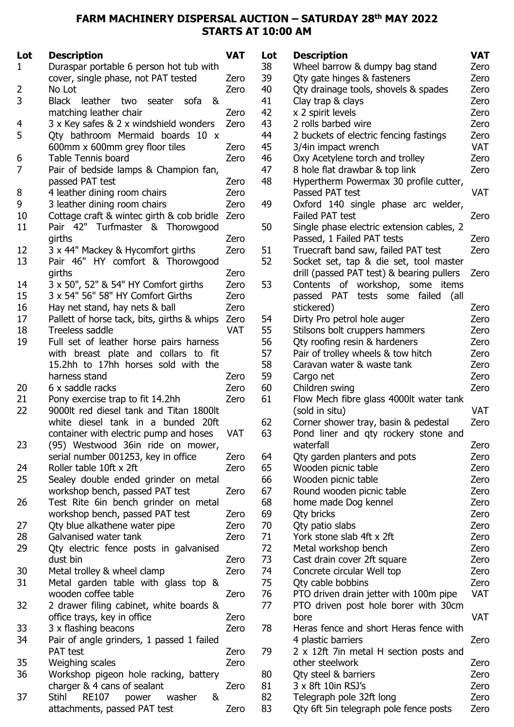**FARM MACHINERY DISPERSAL AUCTION – SATURDAY 28th MAY 2022**
**STARTS AT 10:00 AM**

| Lot | Description | VAT |
|---|---|---|
| 1 | Duraspar portable 6 person hot tub with cover, single phase, not PAT tested | Zero |
| 2 | No Lot | Zero |
| 3 | Black leather two seater sofa & matching leather chair | Zero |
| 4 | 3 x Key safes & 2 x windshield wonders | Zero |
| 5 | Qty bathroom Mermaid boards 10 x 600mm x 600mm grey floor tiles | Zero |
| 6 | Table Tennis board | Zero |
| 7 | Pair of bedside lamps & Champion fan, passed PAT test | Zero |
| 8 | 4 leather dining room chairs | Zero |
| 9 | 3 leather dining room chairs | Zero |
| 10 | Cottage craft & wintec girth & cob bridle | Zero |
| 11 | Pair 42" Turfmaster & Thorowgood girths | Zero |
| 12 | 3 x 44" Mackey & Hycomfort girths | Zero |
| 13 | Pair 46" HY comfort & Thorowgood girths | Zero |
| 14 | 3 x 50", 52" & 54" HY Comfort girths | Zero |
| 15 | 3 x 54" 56" 58" HY Comfort Girths | Zero |
| 16 | Hay net stand, hay nets & ball | Zero |
| 17 | Pallett of horse tack, bits, girths & whips | Zero |
| 18 | Treeless saddle | VAT |
| 19 | Full set of leather horse pairs harness with breast plate and collars to fit 15.2hh to 17hh horses sold with the harness stand | Zero |
| 20 | 6 x saddle racks | Zero |
| 21 | Pony exercise trap to fit 14.2hh | Zero |
| 22 | 9000lt red diesel tank and Titan 1800lt white diesel tank in a bunded 20ft container with electric pump and hoses | VAT |
| 23 | (95) Westwood 36in ride on mower, serial number 001253, key in office | Zero |
| 24 | Roller table 10ft x 2ft | Zero |
| 25 | Sealey double ended grinder on metal workshop bench, passed PAT test | Zero |
| 26 | Test Rite 6in bench grinder on metal workshop bench, passed PAT test | Zero |
| 27 | Qty blue alkathene water pipe | Zero |
| 28 | Galvanised water tank | Zero |
| 29 | Qty electric fence posts in galvanised dust bin | Zero |
| 30 | Metal trolley & wheel clamp | Zero |
| 31 | Metal garden table with glass top & wooden coffee table | Zero |
| 32 | 2 drawer filing cabinet, white boards & office trays, key in office | Zero |
| 33 | 3 x flashing beacons | Zero |
| 34 | Pair of angle grinders, 1 passed 1 failed PAT test | Zero |
| 35 | Weighing scales | Zero |
| 36 | Workshop pigeon hole racking, battery charger & 4 cans of sealant | Zero |
| 37 | Stihl RE107 power washer & attachments, passed PAT test | Zero |
| 38 | Wheel barrow & dumpy bag stand | Zero |
| 39 | Qty gate hinges & fasteners | Zero |
| 40 | Qty drainage tools, shovels & spades | Zero |
| 41 | Clay trap & clays | Zero |
| 42 | x 2 spirit levels | Zero |
| 43 | 2 rolls barbed wire | Zero |
| 44 | 2 buckets of electric fencing fastings | Zero |
| 45 | 3/4in impact wrench | VAT |
| 46 | Oxy Acetylene torch and trolley | Zero |
| 47 | 8 hole flat drawbar & top link | Zero |
| 48 | Hypertherm Powermax 30 profile cutter, Passed PAT test | VAT |
| 49 | Oxford 140 single phase arc welder, Failed PAT test | Zero |
| 50 | Single phase electric extension cables, 2 Passed, 1 Failed PAT tests | Zero |
| 51 | Truecraft band saw, failed PAT test | Zero |
| 52 | Socket set, tap & die set, tool master drill (passed PAT test) & bearing pullers | Zero |
| 53 | Contents of workshop, some items passed PAT tests some failed (all stickered) | Zero |
| 54 | Dirty Pro petrol hole auger | Zero |
| 55 | Stilsons bolt cruppers hammers | Zero |
| 56 | Qty roofing resin & hardeners | Zero |
| 57 | Pair of trolley wheels & tow hitch | Zero |
| 58 | Caravan water & waste tank | Zero |
| 59 | Cargo net | Zero |
| 60 | Children swing | Zero |
| 61 | Flow Mech fibre glass 4000lt water tank (sold in situ) | VAT |
| 62 | Corner shower tray, basin & pedestal | Zero |
| 63 | Pond liner and qty rockery stone and waterfall | Zero |
| 64 | Qty garden planters and pots | Zero |
| 65 | Wooden picnic table | Zero |
| 66 | Wooden picnic table | Zero |
| 67 | Round wooden picnic table | Zero |
| 68 | home made Dog kennel | Zero |
| 69 | Qty bricks | Zero |
| 70 | Qty patio slabs | Zero |
| 71 | York stone slab 4ft x 2ft | Zero |
| 72 | Metal workshop bench | Zero |
| 73 | Cast drain cover 2ft square | Zero |
| 74 | Concrete circular Well top | Zero |
| 75 | Qty cable bobbins | Zero |
| 76 | PTO driven drain jetter with 100m pipe | VAT |
| 77 | PTO driven post hole borer with 30cm bore | VAT |
| 78 | Heras fence and short Heras fence with 4 plastic barriers | Zero |
| 79 | 2 x 12ft 7in metal H section posts and other steelwork | Zero |
| 80 | Qty steel & barriers | Zero |
| 81 | 3 x 8ft 10in RSJ's | Zero |
| 82 | Telegraph pole 32ft long | Zero |
| 83 | Qty 6ft 5in telegraph pole fence posts | Zero |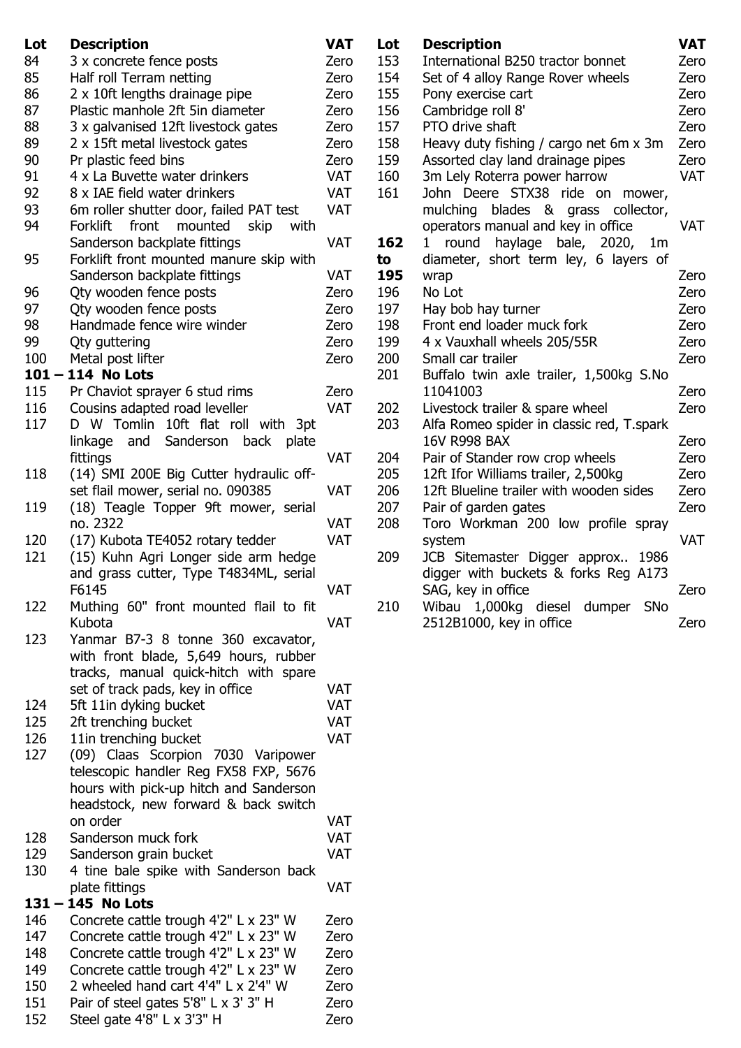| Lot | Description | VAT |
|---|---|---|
| 84 | 3 x concrete fence posts | Zero |
| 85 | Half roll Terram netting | Zero |
| 86 | 2 x 10ft lengths drainage pipe | Zero |
| 87 | Plastic manhole 2ft 5in diameter | Zero |
| 88 | 3 x galvanised 12ft livestock gates | Zero |
| 89 | 2 x 15ft metal livestock gates | Zero |
| 90 | Pr plastic feed bins | Zero |
| 91 | 4 x La Buvette water drinkers | VAT |
| 92 | 8 x IAE field water drinkers | VAT |
| 93 | 6m roller shutter door, failed PAT test | VAT |
| 94 | Forklift front mounted skip with Sanderson backplate fittings | VAT |
| 95 | Forklift front mounted manure skip with Sanderson backplate fittings | VAT |
| 96 | Qty wooden fence posts | Zero |
| 97 | Qty wooden fence posts | Zero |
| 98 | Handmade fence wire winder | Zero |
| 99 | Qty guttering | Zero |
| 100 | Metal post lifter | Zero |
| **101 – 114** | **No Lots** | |
| 115 | Pr Chaviot sprayer 6 stud rims | Zero |
| 116 | Cousins adapted road leveller | VAT |
| 117 | D W Tomlin 10ft flat roll with 3pt linkage and Sanderson back plate fittings | VAT |
| 118 | (14) SMI 200E Big Cutter hydraulic off-set flail mower, serial no. 090385 | VAT |
| 119 | (18) Teagle Topper 9ft mower, serial no. 2322 | VAT |
| 120 | (17) Kubota TE4052 rotary tedder | VAT |
| 121 | (15) Kuhn Agri Longer side arm hedge and grass cutter, Type T4834ML, serial F6145 | VAT |
| 122 | Muthing 60" front mounted flail to fit Kubota | VAT |
| 123 | Yanmar B7-3 8 tonne 360 excavator, with front blade, 5,649 hours, rubber tracks, manual quick-hitch with spare set of track pads, key in office | VAT |
| 124 | 5ft 11in dyking bucket | VAT |
| 125 | 2ft trenching bucket | VAT |
| 126 | 11in trenching bucket | VAT |
| 127 | (09) Claas Scorpion 7030 Varipower telescopic handler Reg FX58 FXP, 5676 hours with pick-up hitch and Sanderson headstock, new forward & back switch on order | VAT |
| 128 | Sanderson muck fork | VAT |
| 129 | Sanderson grain bucket | VAT |
| 130 | 4 tine bale spike with Sanderson back plate fittings | VAT |
| **131 – 145** | **No Lots** | |
| 146 | Concrete cattle trough 4'2" L x 23" W | Zero |
| 147 | Concrete cattle trough 4'2" L x 23" W | Zero |
| 148 | Concrete cattle trough 4'2" L x 23" W | Zero |
| 149 | Concrete cattle trough 4'2" L x 23" W | Zero |
| 150 | 2 wheeled hand cart 4'4" L x 2'4" W | Zero |
| 151 | Pair of steel gates 5'8" L x 3' 3" H | Zero |
| 152 | Steel gate 4'8" L x 3'3" H | Zero |
| 153 | International B250 tractor bonnet | Zero |
| 154 | Set of 4 alloy Range Rover wheels | Zero |
| 155 | Pony exercise cart | Zero |
| 156 | Cambridge roll 8' | Zero |
| 157 | PTO drive shaft | Zero |
| 158 | Heavy duty fishing / cargo net 6m x 3m | Zero |
| 159 | Assorted clay land drainage pipes | Zero |
| 160 | 3m Lely Roterra power harrow | VAT |
| 161 | John Deere STX38 ride on mower, mulching blades & grass collector, operators manual and key in office | VAT |
| **162 to 195** | 1 round haylage bale, 2020, 1m diameter, short term ley, 6 layers of wrap | Zero |
| 196 | No Lot | Zero |
| 197 | Hay bob hay turner | Zero |
| 198 | Front end loader muck fork | Zero |
| 199 | 4 x Vauxhall wheels 205/55R | Zero |
| 200 | Small car trailer | Zero |
| 201 | Buffalo twin axle trailer, 1,500kg S.No 11041003 | Zero |
| 202 | Livestock trailer & spare wheel | Zero |
| 203 | Alfa Romeo spider in classic red, T.spark 16V R998 BAX | Zero |
| 204 | Pair of Stander row crop wheels | Zero |
| 205 | 12ft Ifor Williams trailer, 2,500kg | Zero |
| 206 | 12ft Blueline trailer with wooden sides | Zero |
| 207 | Pair of garden gates | Zero |
| 208 | Toro Workman 200 low profile spray system | VAT |
| 209 | JCB Sitemaster Digger approx.. 1986 digger with buckets & forks Reg A173 SAG, key in office | Zero |
| 210 | Wibau 1,000kg diesel dumper SNo 2512B1000, key in office | Zero |